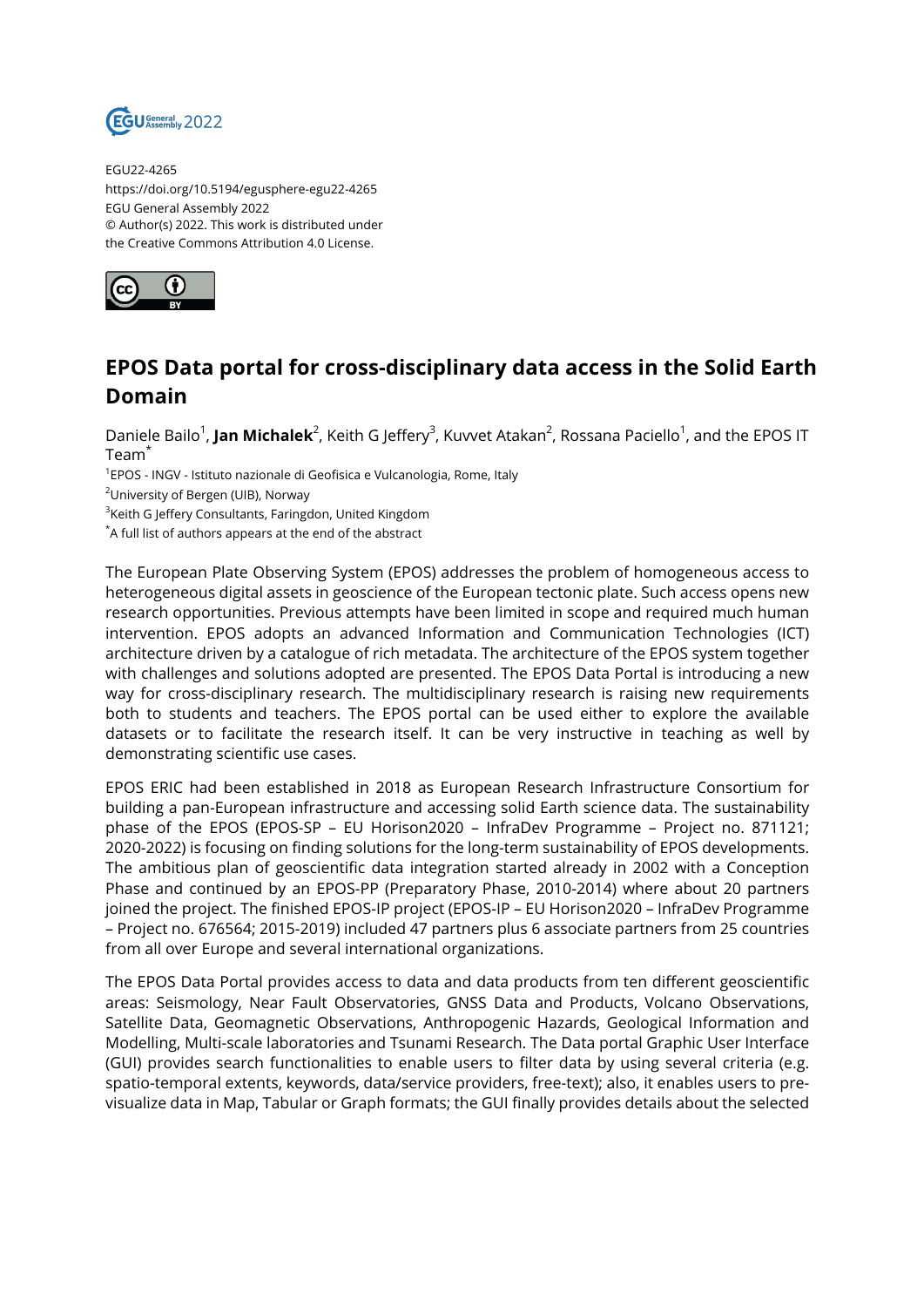EGU22-4265
https://doi.org/10.5194/egusphere-egu22-4265
EGU General Assembly 2022
© Author(s) 2022. This work is distributed under the Creative Commons Attribution 4.0 License.

# EPOS Data portal for cross-disciplinary data access in the Solid Earth Domain

Daniele Bailo[1], **Jan Michalek**[2], Keith G Jeffery[3], Kuvvet Atakan[2], Rossana Paciello[1], and the EPOS IT Team[*]

[1]EPOS - INGV - Istituto nazionale di Geofisica e Vulcanologia, Rome, Italy
[2]University of Bergen (UIB), Norway
[3]Keith G Jeffery Consultants, Faringdon, United Kingdom
[*]A full list of authors appears at the end of the abstract

The European Plate Observing System (EPOS) addresses the problem of homogeneous access to heterogeneous digital assets in geoscience of the European tectonic plate. Such access opens new research opportunities. Previous attempts have been limited in scope and required much human intervention. EPOS adopts an advanced Information and Communication Technologies (ICT) architecture driven by a catalogue of rich metadata. The architecture of the EPOS system together with challenges and solutions adopted are presented. The EPOS Data Portal is introducing a new way for cross-disciplinary research. The multidisciplinary research is raising new requirements both to students and teachers. The EPOS portal can be used either to explore the available datasets or to facilitate the research itself. It can be very instructive in teaching as well by demonstrating scientific use cases.

EPOS ERIC had been established in 2018 as European Research Infrastructure Consortium for building a pan-European infrastructure and accessing solid Earth science data. The sustainability phase of the EPOS (EPOS-SP – EU Horison2020 – InfraDev Programme – Project no. 871121; 2020-2022) is focusing on finding solutions for the long-term sustainability of EPOS developments. The ambitious plan of geoscientific data integration started already in 2002 with a Conception Phase and continued by an EPOS-PP (Preparatory Phase, 2010-2014) where about 20 partners joined the project. The finished EPOS-IP project (EPOS-IP – EU Horison2020 – InfraDev Programme – Project no. 676564; 2015-2019) included 47 partners plus 6 associate partners from 25 countries from all over Europe and several international organizations.

The EPOS Data Portal provides access to data and data products from ten different geoscientific areas: Seismology, Near Fault Observatories, GNSS Data and Products, Volcano Observations, Satellite Data, Geomagnetic Observations, Anthropogenic Hazards, Geological Information and Modelling, Multi-scale laboratories and Tsunami Research. The Data portal Graphic User Interface (GUI) provides search functionalities to enable users to filter data by using several criteria (e.g. spatio-temporal extents, keywords, data/service providers, free-text); also, it enables users to pre-visualize data in Map, Tabular or Graph formats; the GUI finally provides details about the selected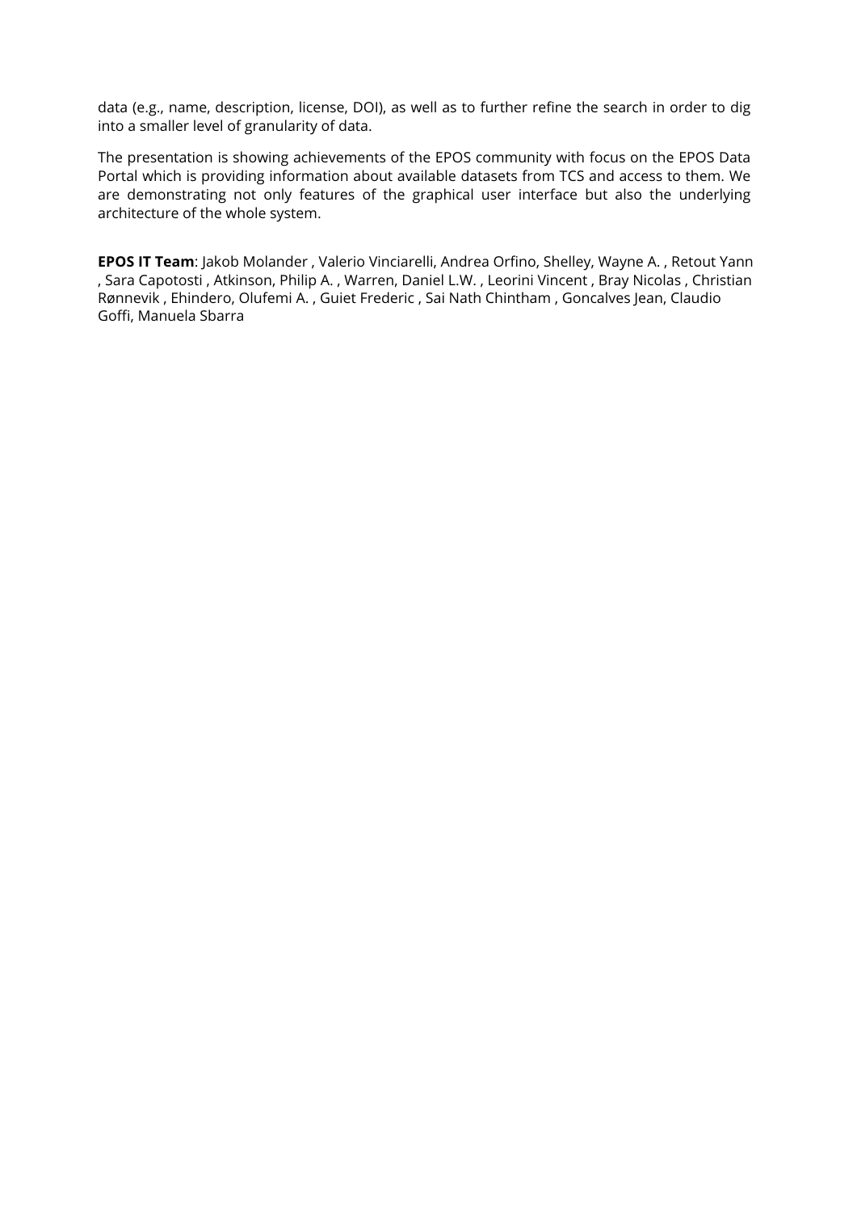data (e.g., name, description, license, DOI), as well as to further refine the search in order to dig into a smaller level of granularity of data.

The presentation is showing achievements of the EPOS community with focus on the EPOS Data Portal which is providing information about available datasets from TCS and access to them. We are demonstrating not only features of the graphical user interface but also the underlying architecture of the whole system.

**EPOS IT Team**: Jakob Molander , Valerio Vinciarelli, Andrea Orfino, Shelley, Wayne A. , Retout Yann , Sara Capotosti , Atkinson, Philip A. , Warren, Daniel L.W. , Leorini Vincent , Bray Nicolas , Christian Rønnevik , Ehindero, Olufemi A. , Guiet Frederic , Sai Nath Chintham , Goncalves Jean, Claudio Goffi, Manuela Sbarra